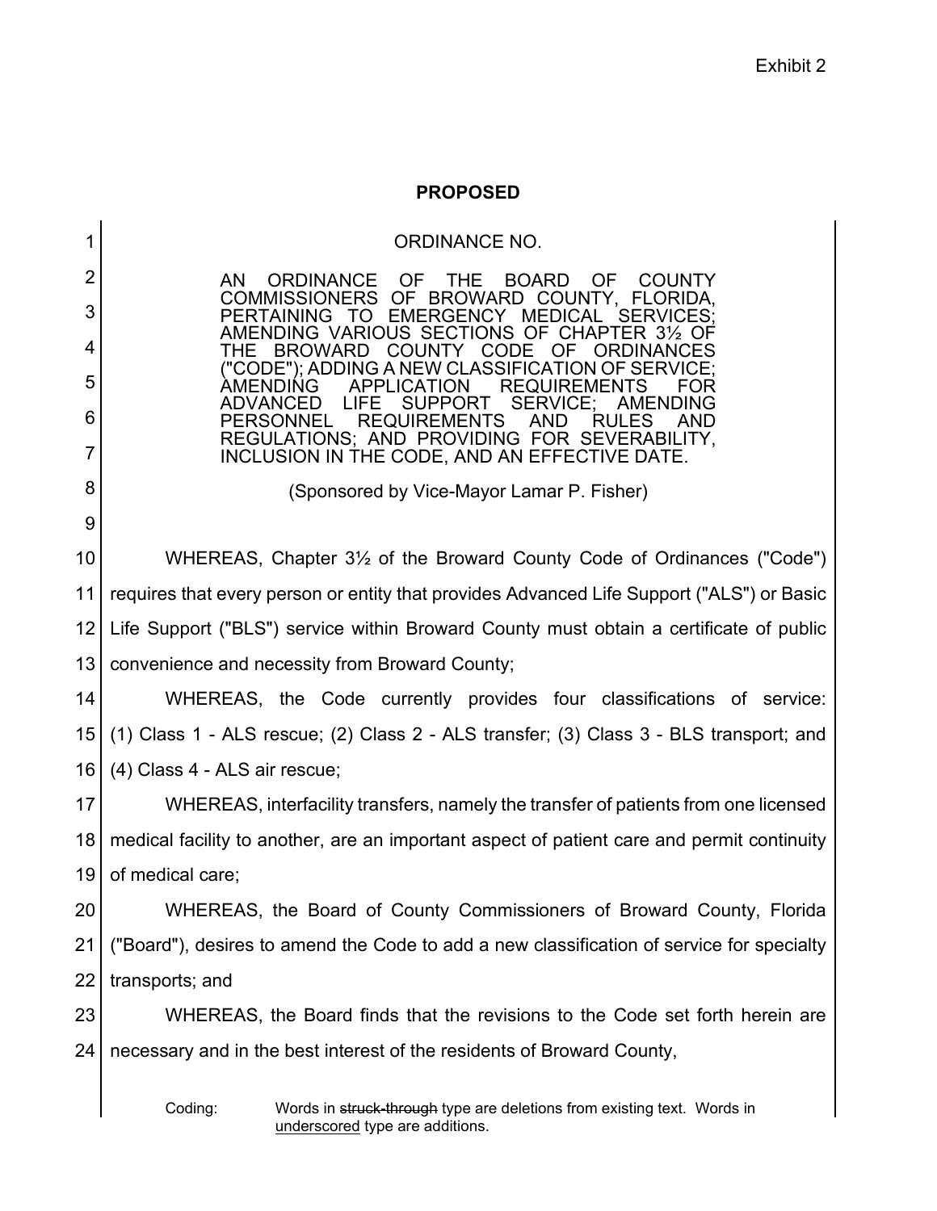Exhibit 2

**PROPOSED**

ORDINANCE NO.

AN ORDINANCE OF THE BOARD OF COUNTY COMMISSIONERS OF BROWARD COUNTY, FLORIDA, PERTAINING TO EMERGENCY MEDICAL SERVICES; AMENDING VARIOUS SECTIONS OF CHAPTER 3½ OF THE BROWARD COUNTY CODE OF ORDINANCES ("CODE"); ADDING A NEW CLASSIFICATION OF SERVICE; AMENDING APPLICATION REQUIREMENTS FOR ADVANCED LIFE SUPPORT SERVICE; AMENDING PERSONNEL REQUIREMENTS AND RULES AND REGULATIONS; AND PROVIDING FOR SEVERABILITY, INCLUSION IN THE CODE, AND AN EFFECTIVE DATE.

(Sponsored by Vice-Mayor Lamar P. Fisher)

WHEREAS, Chapter 3½ of the Broward County Code of Ordinances ("Code") requires that every person or entity that provides Advanced Life Support ("ALS") or Basic Life Support ("BLS") service within Broward County must obtain a certificate of public convenience and necessity from Broward County;

WHEREAS, the Code currently provides four classifications of service: (1) Class 1 - ALS rescue; (2) Class 2 - ALS transfer; (3) Class 3 - BLS transport; and (4) Class 4 - ALS air rescue;

WHEREAS, interfacility transfers, namely the transfer of patients from one licensed medical facility to another, are an important aspect of patient care and permit continuity of medical care;

WHEREAS, the Board of County Commissioners of Broward County, Florida ("Board"), desires to amend the Code to add a new classification of service for specialty transports; and

WHEREAS, the Board finds that the revisions to the Code set forth herein are necessary and in the best interest of the residents of Broward County,

Coding: Words in ~~struck-through~~ type are deletions from existing text. Words in underscored type are additions.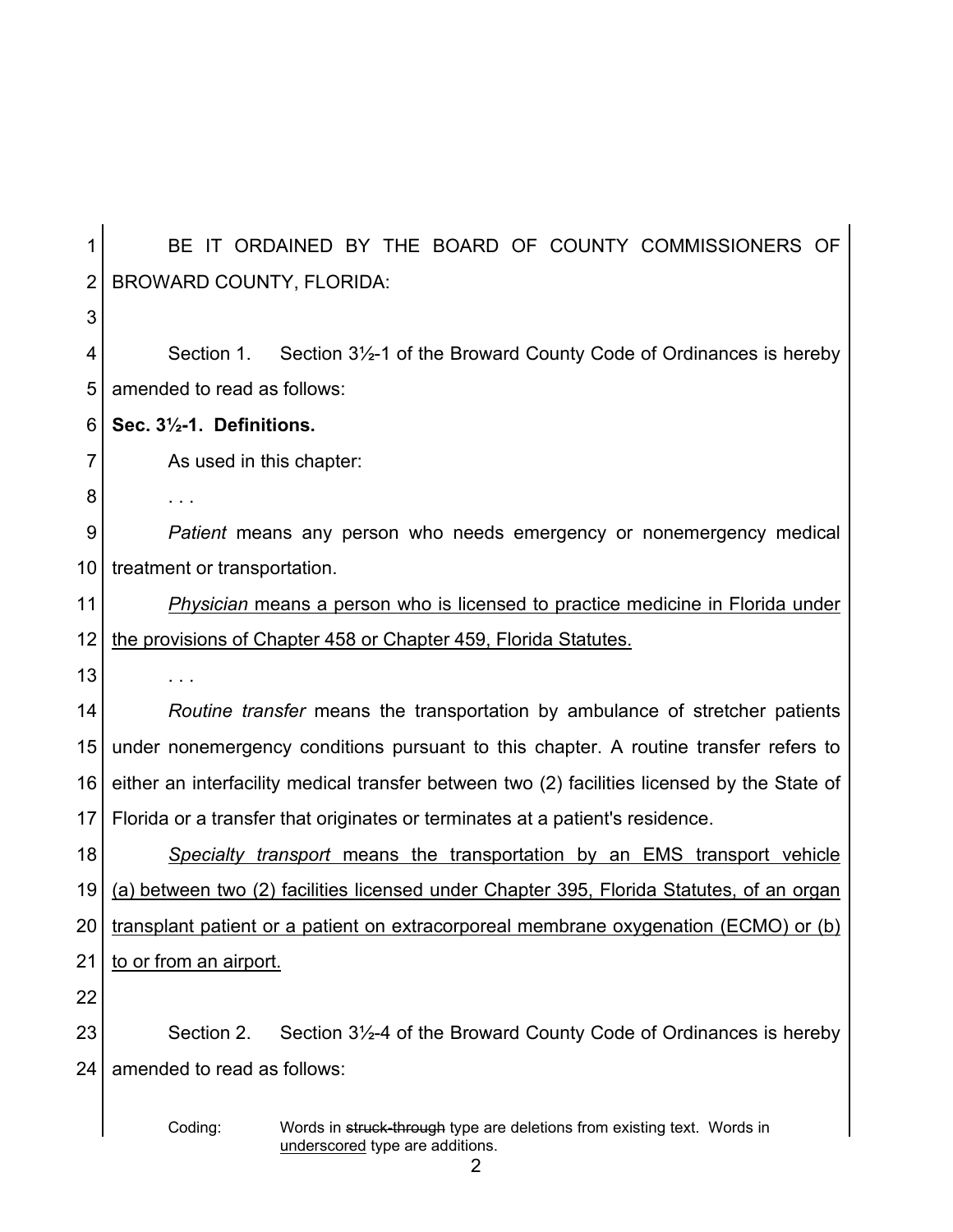BE IT ORDAINED BY THE BOARD OF COUNTY COMMISSIONERS OF BROWARD COUNTY, FLORIDA:

Section 1. Section 3½-1 of the Broward County Code of Ordinances is hereby amended to read as follows:

**Sec. 3½-1. Definitions.**

As used in this chapter:

. . .

*Patient* means any person who needs emergency or nonemergency medical treatment or transportation.

<u>*Physician* means a person who is licensed to practice medicine in Florida under the provisions of Chapter 458 or Chapter 459, Florida Statutes.</u>

. . .

*Routine transfer* means the transportation by ambulance of stretcher patients under nonemergency conditions pursuant to this chapter. A routine transfer refers to either an interfacility medical transfer between two (2) facilities licensed by the State of Florida or a transfer that originates or terminates at a patient's residence.

<u>*Specialty transport* means the transportation by an EMS transport vehicle (a) between two (2) facilities licensed under Chapter 395, Florida Statutes, of an organ transplant patient or a patient on extracorporeal membrane oxygenation (ECMO) or (b) to or from an airport.</u>

Section 2. Section 3½-4 of the Broward County Code of Ordinances is hereby amended to read as follows:

Coding: Words in ~~struck-through~~ type are deletions from existing text. Words in <u>underscored</u> type are additions.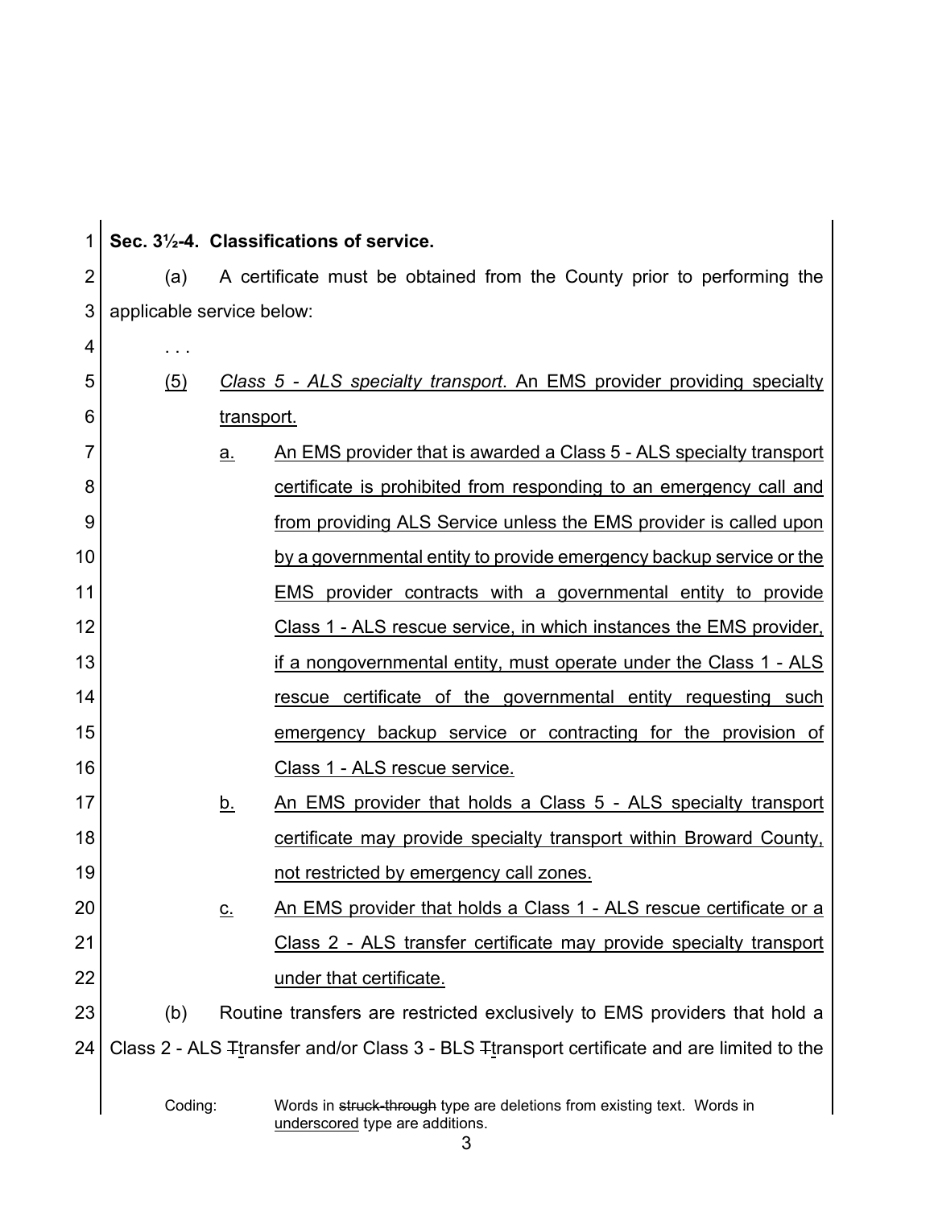**Sec. 3½-4. Classifications of service.**

(a) A certificate must be obtained from the County prior to performing the applicable service below:

. . .

<u>(5)</u> <u>*Class 5 - ALS specialty transport*. An EMS provider providing specialty transport.</u>

<u>a.</u> <u>An EMS provider that is awarded a Class 5 - ALS specialty transport certificate is prohibited from responding to an emergency call and from providing ALS Service unless the EMS provider is called upon by a governmental entity to provide emergency backup service or the EMS provider contracts with a governmental entity to provide Class 1 - ALS rescue service, in which instances the EMS provider, if a nongovernmental entity, must operate under the Class 1 - ALS rescue certificate of the governmental entity requesting such emergency backup service or contracting for the provision of Class 1 - ALS rescue service.</u>

<u>b.</u> <u>An EMS provider that holds a Class 5 - ALS specialty transport certificate may provide specialty transport within Broward County, not restricted by emergency call zones.</u>

<u>c.</u> <u>An EMS provider that holds a Class 1 - ALS rescue certificate or a Class 2 - ALS transfer certificate may provide specialty transport under that certificate.</u>

(b) Routine transfers are restricted exclusively to EMS providers that hold a Class 2 - ALS ~~T~~<u>t</u>ransfer and/or Class 3 - BLS ~~T~~<u>t</u>ransport certificate and are limited to the

Coding: Words in ~~struck-through~~ type are deletions from existing text. Words in <u>underscored</u> type are additions.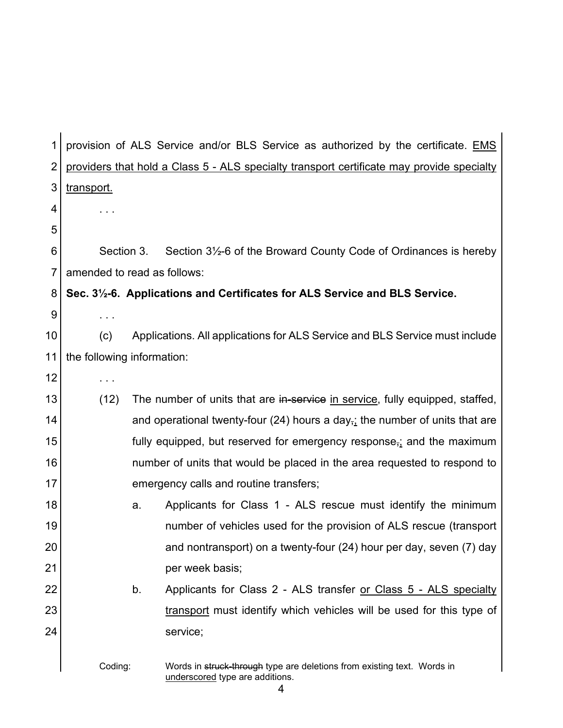provision of ALS Service and/or BLS Service as authorized by the certificate. <u>EMS providers that hold a Class 5 - ALS specialty transport certificate may provide specialty transport.</u>

. . .

Section 3. Section 3½-6 of the Broward County Code of Ordinances is hereby amended to read as follows:

**Sec. 3½-6. Applications and Certificates for ALS Service and BLS Service.**

. . .

(c) Applications. All applications for ALS Service and BLS Service must include the following information:

. . .

(12) The number of units that are ~~in-service~~ <u>in service</u>, fully equipped, staffed, and operational twenty-four (24) hours a day~~,~~<u>;</u> the number of units that are fully equipped, but reserved for emergency response~~,~~<u>;</u> and the maximum number of units that would be placed in the area requested to respond to emergency calls and routine transfers;

a. Applicants for Class 1 - ALS rescue must identify the minimum number of vehicles used for the provision of ALS rescue (transport and nontransport) on a twenty-four (24) hour per day, seven (7) day per week basis;

b. Applicants for Class 2 - ALS transfer <u>or Class 5 - ALS specialty transport</u> must identify which vehicles will be used for this type of service;

Coding: Words in ~~struck-through~~ type are deletions from existing text. Words in <u>underscored</u> type are additions.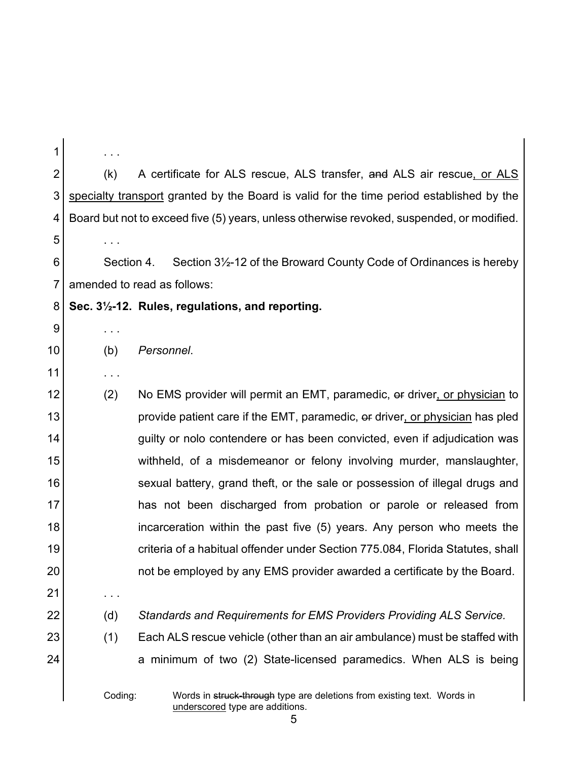. . .

(k) A certificate for ALS rescue, ALS transfer, ~~and~~ ALS air rescue<u>, or ALS specialty transport</u> granted by the Board is valid for the time period established by the Board but not to exceed five (5) years, unless otherwise revoked, suspended, or modified.

. . .

Section 4. Section 3½-12 of the Broward County Code of Ordinances is hereby amended to read as follows:

**Sec. 3½-12. Rules, regulations, and reporting.**

. . .

(b) *Personnel*.

. . .

(2) No EMS provider will permit an EMT, paramedic, ~~or~~ driver<u>, or physician</u> to provide patient care if the EMT, paramedic, ~~or~~ driver<u>, or physician</u> has pled guilty or nolo contendere or has been convicted, even if adjudication was withheld, of a misdemeanor or felony involving murder, manslaughter, sexual battery, grand theft, or the sale or possession of illegal drugs and has not been discharged from probation or parole or released from incarceration within the past five (5) years. Any person who meets the criteria of a habitual offender under Section 775.084, Florida Statutes, shall not be employed by any EMS provider awarded a certificate by the Board.

. . .

(d) *Standards and Requirements for EMS Providers Providing ALS Service.*

(1) Each ALS rescue vehicle (other than an air ambulance) must be staffed with a minimum of two (2) State-licensed paramedics. When ALS is being

Coding: Words in ~~struck-through~~ type are deletions from existing text. Words in <u>underscored</u> type are additions.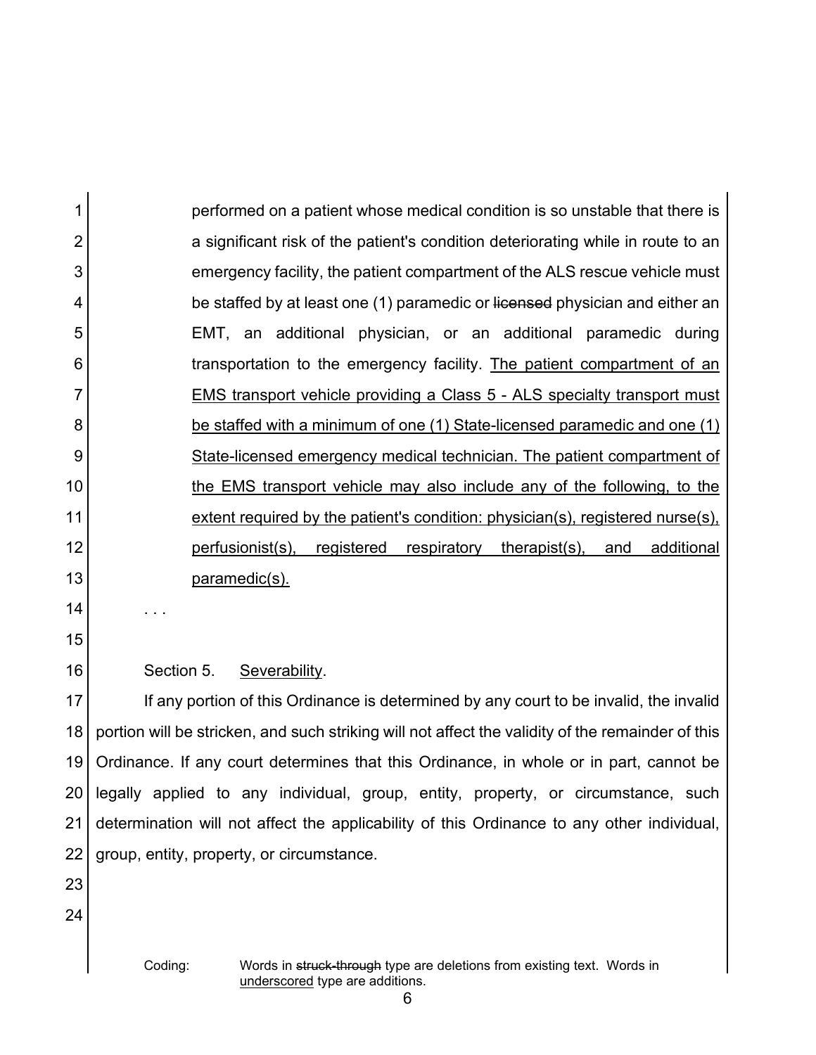performed on a patient whose medical condition is so unstable that there is a significant risk of the patient's condition deteriorating while in route to an emergency facility, the patient compartment of the ALS rescue vehicle must be staffed by at least one (1) paramedic or ~~licensed~~ physician and either an EMT, an additional physician, or an additional paramedic during transportation to the emergency facility. <u>The patient compartment of an EMS transport vehicle providing a Class 5 - ALS specialty transport must be staffed with a minimum of one (1) State-licensed paramedic and one (1) State-licensed emergency medical technician. The patient compartment of the EMS transport vehicle may also include any of the following, to the extent required by the patient's condition: physician(s), registered nurse(s), perfusionist(s), registered respiratory therapist(s), and additional paramedic(s).</u>

. . .

Section 5. <u>Severability</u>.

If any portion of this Ordinance is determined by any court to be invalid, the invalid portion will be stricken, and such striking will not affect the validity of the remainder of this Ordinance. If any court determines that this Ordinance, in whole or in part, cannot be legally applied to any individual, group, entity, property, or circumstance, such determination will not affect the applicability of this Ordinance to any other individual, group, entity, property, or circumstance.

Coding: Words in ~~struck-through~~ type are deletions from existing text. Words in <u>underscored</u> type are additions.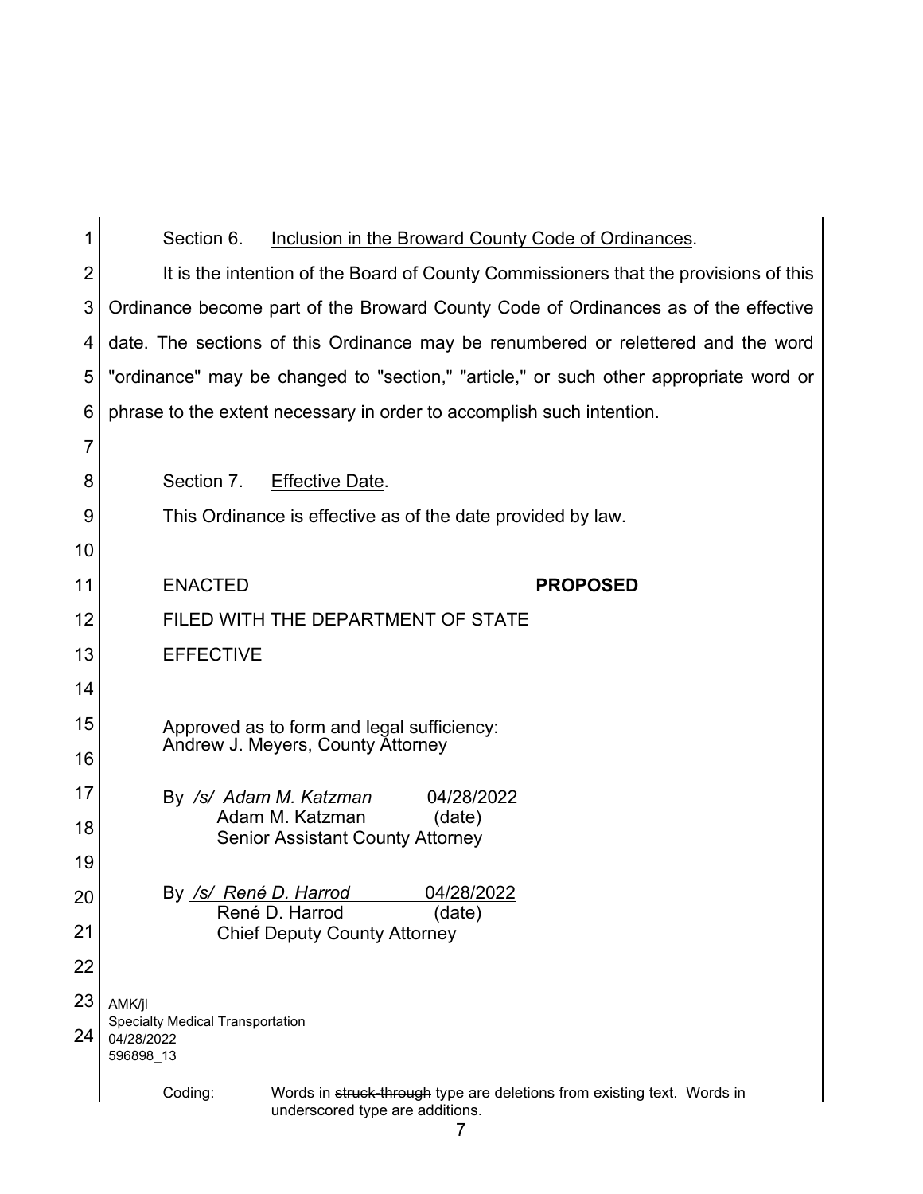Section 6. Inclusion in the Broward County Code of Ordinances.

It is the intention of the Board of County Commissioners that the provisions of this Ordinance become part of the Broward County Code of Ordinances as of the effective date. The sections of this Ordinance may be renumbered or relettered and the word "ordinance" may be changed to "section," "article," or such other appropriate word or phrase to the extent necessary in order to accomplish such intention.

Section 7. Effective Date.

This Ordinance is effective as of the date provided by law.

ENACTED **PROPOSED**

FILED WITH THE DEPARTMENT OF STATE

EFFECTIVE

Approved as to form and legal sufficiency:
Andrew J. Meyers, County Attorney

By *_/s/ Adam M. Katzman_* 04/28/2022
Adam M. Katzman (date)
Senior Assistant County Attorney

By *_/s/ René D. Harrod_* 04/28/2022
René D. Harrod (date)
Chief Deputy County Attorney

AMK/jl
Specialty Medical Transportation
04/28/2022
596898_13

Coding: Words in ~~struck-through~~ type are deletions from existing text. Words in underscored type are additions.